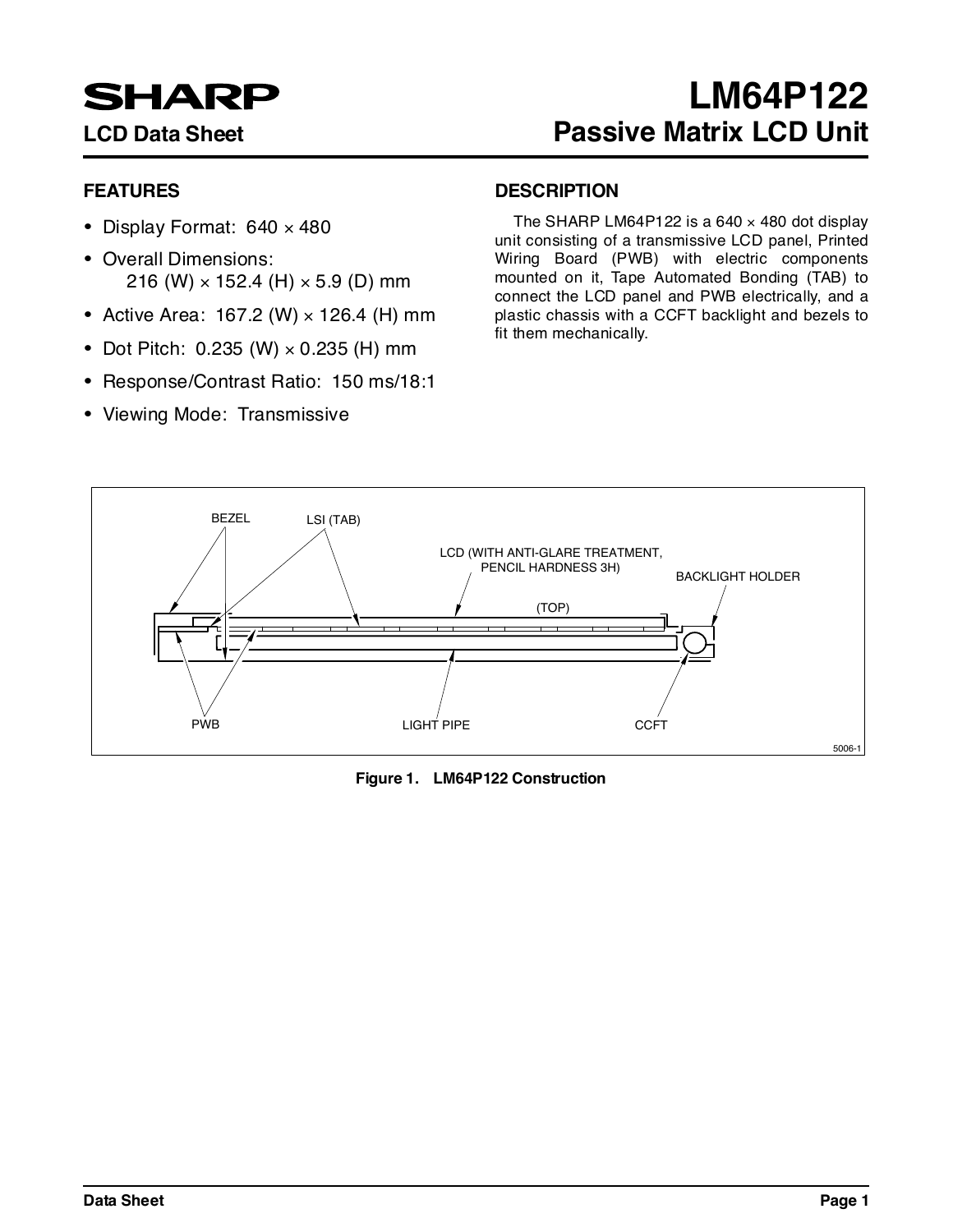# SHARP

## LCD Data Sheet

# LM64P122

## Passive Matrix LCD Unit

### FEATURES

- Display Format: 640 × 480
- Overall Dimensions:
  216 (W) × 152.4 (H) × 5.9 (D) mm
- Active Area: 167.2 (W) × 126.4 (H) mm
- Dot Pitch: 0.235 (W) × 0.235 (H) mm
- Response/Contrast Ratio: 150 ms/18:1
- Viewing Mode: Transmissive

### DESCRIPTION

The SHARP LM64P122 is a 640 × 480 dot display unit consisting of a transmissive LCD panel, Printed Wiring Board (PWB) with electric components mounted on it, Tape Automated Bonding (TAB) to connect the LCD panel and PWB electrically, and a plastic chassis with a CCFT backlight and bezels to fit them mechanically.

BEZEL, LSI (TAB), LCD (WITH ANTI-GLARE TREATMENT, PENCIL HARDNESS 3H), BACKLIGHT HOLDER, (TOP), PWB, LIGHT PIPE, CCFT, 5006-1

**Figure 1. LM64P122 Construction**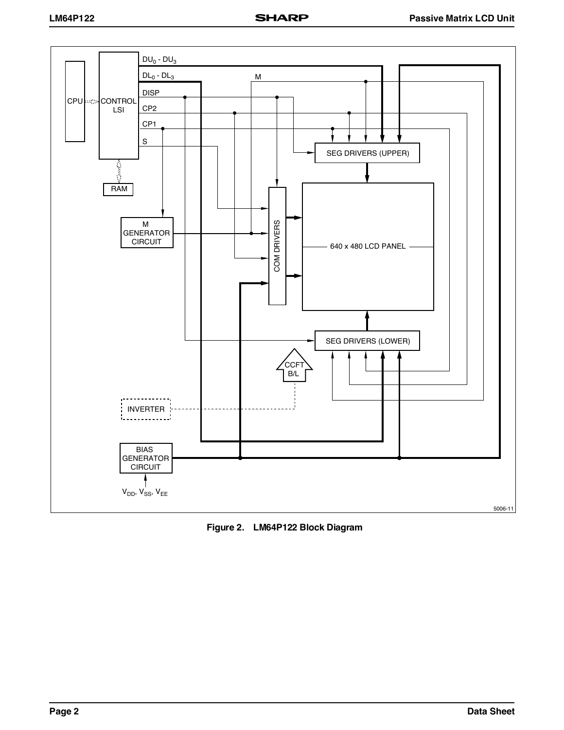Figure 2. LM64P122 Block Diagram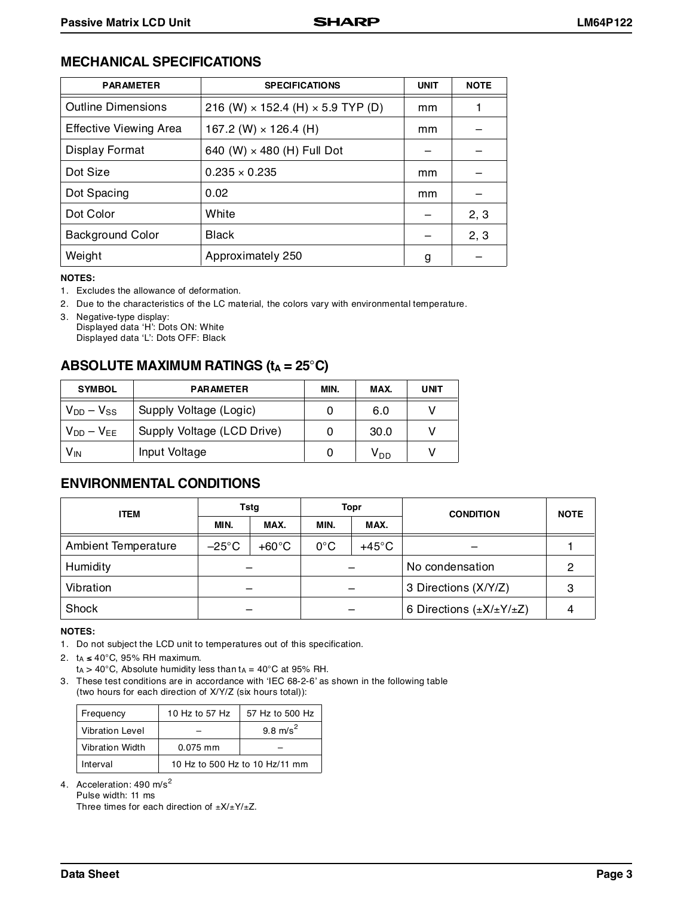## MECHANICAL SPECIFICATIONS

| PARAMETER | SPECIFICATIONS | UNIT | NOTE |
|---|---|---|---|
| Outline Dimensions | 216 (W) × 152.4 (H) × 5.9 TYP (D) | mm | 1 |
| Effective Viewing Area | 167.2 (W) × 126.4 (H) | mm | – |
| Display Format | 640 (W) × 480 (H) Full Dot | – | – |
| Dot Size | 0.235 × 0.235 | mm | – |
| Dot Spacing | 0.02 | mm | – |
| Dot Color | White | – | 2, 3 |
| Background Color | Black | – | 2, 3 |
| Weight | Approximately 250 | g | – |

**NOTES:**

1. Excludes the allowance of deformation.
2. Due to the characteristics of the LC material, the colors vary with environmental temperature.
3. Negative-type display:
   Displayed data 'H': Dots ON: White
   Displayed data 'L': Dots OFF: Black

## ABSOLUTE MAXIMUM RATINGS ($t_A$ = 25°C)

| SYMBOL | PARAMETER | MIN. | MAX. | UNIT |
|---|---|---|---|---|
| $V_{DD} - V_{SS}$ | Supply Voltage (Logic) | 0 | 6.0 | V |
| $V_{DD} - V_{EE}$ | Supply Voltage (LCD Drive) | 0 | 30.0 | V |
| $V_{IN}$ | Input Voltage | 0 | $V_{DD}$ | V |

## ENVIRONMENTAL CONDITIONS

| ITEM | Tstg | | Topr | | CONDITION | NOTE |
|---|---|---|---|---|---|---|
| | MIN. | MAX. | MIN. | MAX. | | |
| Ambient Temperature | –25°C | +60°C | 0°C | +45°C | – | 1 |
| Humidity | – | | – | | No condensation | 2 |
| Vibration | – | | – | | 3 Directions (X/Y/Z) | 3 |
| Shock | – | | – | | 6 Directions (±X/±Y/±Z) | 4 |

**NOTES:**

1. Do not subject the LCD unit to temperatures out of this specification.
2. $t_A \leq$ 40°C, 95% RH maximum.
   $t_A >$ 40°C, Absolute humidity less than $t_A$ = 40°C at 95% RH.
3. These test conditions are in accordance with 'IEC 68-2-6' as shown in the following table (two hours for each direction of X/Y/Z (six hours total)):

| Frequency | 10 Hz to 57 Hz | 57 Hz to 500 Hz |
|---|---|---|
| Vibration Level | – | 9.8 m/s$^2$ |
| Vibration Width | 0.075 mm | – |
| Interval | 10 Hz to 500 Hz to 10 Hz/11 mm | |

4. Acceleration: 490 m/s$^2$
   Pulse width: 11 ms
   Three times for each direction of ±X/±Y/±Z.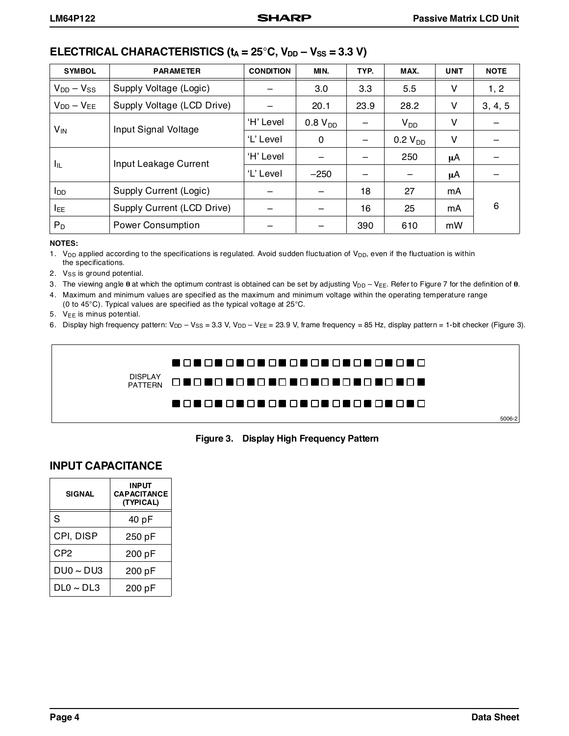## ELECTRICAL CHARACTERISTICS ($t_A$ = 25°C, $V_{DD} - V_{SS}$ = 3.3 V)

| SYMBOL | PARAMETER | CONDITION | MIN. | TYP. | MAX. | UNIT | NOTE |
|---|---|---|---|---|---|---|---|
| $V_{DD} - V_{SS}$ | Supply Voltage (Logic) | – | 3.0 | 3.3 | 5.5 | V | 1, 2 |
| $V_{DD} - V_{EE}$ | Supply Voltage (LCD Drive) | – | 20.1 | 23.9 | 28.2 | V | 3, 4, 5 |
| $V_{IN}$ | Input Signal Voltage | 'H' Level | 0.8 $V_{DD}$ | – | $V_{DD}$ | V | – |
| | | 'L' Level | 0 | – | 0.2 $V_{DD}$ | V | – |
| $I_{IL}$ | Input Leakage Current | 'H' Level | – | – | 250 | µA | – |
| | | 'L' Level | –250 | – | – | µA | – |
| $I_{DD}$ | Supply Current (Logic) | – | – | 18 | 27 | mA | 6 |
| $I_{EE}$ | Supply Current (LCD Drive) | – | – | 16 | 25 | mA | |
| $P_D$ | Power Consumption | – | – | 390 | 610 | mW | |

**NOTES:**

1. $V_{DD}$ applied according to the specifications is regulated. Avoid sudden fluctuation of $V_{DD}$, even if the fluctuation is within the specifications.
2. $V_{SS}$ is ground potential.
3. The viewing angle $\theta$ at which the optimum contrast is obtained can be set by adjusting $V_{DD} - V_{EE}$. Refer to Figure 7 for the definition of $\theta$.
4. Maximum and minimum values are specified as the maximum and minimum voltage within the operating temperature range (0 to 45°C). Typical values are specified as the typical voltage at 25°C.
5. $V_{EE}$ is minus potential.
6. Display high frequency pattern: $V_{DD} - V_{SS}$ = 3.3 V, $V_{DD} - V_{EE}$ = 23.9 V, frame frequency = 85 Hz, display pattern = 1-bit checker (Figure 3).

DISPLAY PATTERN

■□■□■□■□■□■□■□■□■□■□■□■□
□■□■□■□■□■□■□■□■□■□■□■□■
■□■□■□■□■□■□■□■□■□■□■□■□

5006-2

**Figure 3. Display High Frequency Pattern**

## INPUT CAPACITANCE

| SIGNAL | INPUT CAPACITANCE (TYPICAL) |
|---|---|
| S | 40 pF |
| CPI, DISP | 250 pF |
| CP2 | 200 pF |
| DU0 ~ DU3 | 200 pF |
| DL0 ~ DL3 | 200 pF |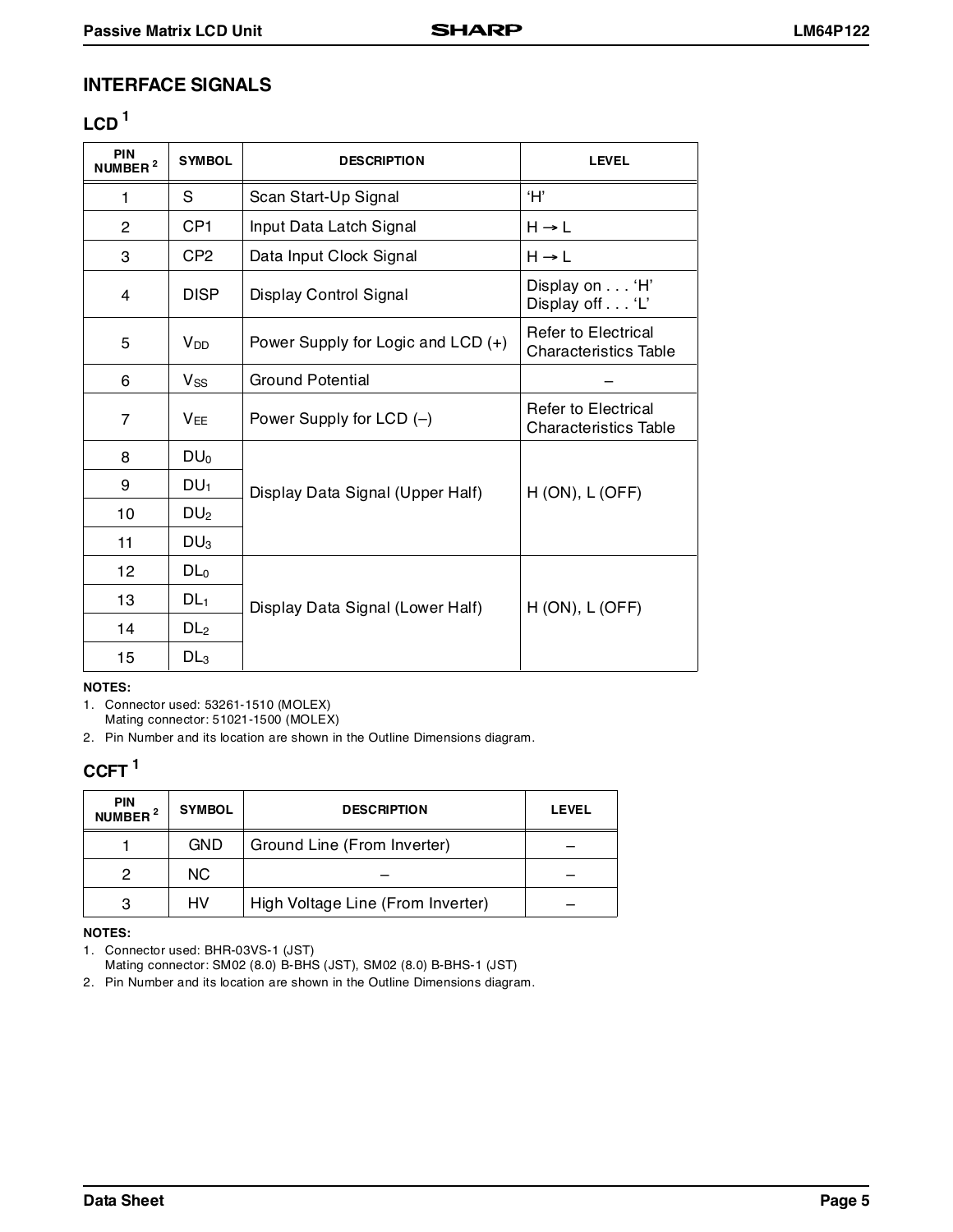## INTERFACE SIGNALS

### LCD [1]

| PIN NUMBER [2] | SYMBOL | DESCRIPTION | LEVEL |
|---|---|---|---|
| 1 | S | Scan Start-Up Signal | 'H' |
| 2 | CP1 | Input Data Latch Signal | H → L |
| 3 | CP2 | Data Input Clock Signal | H → L |
| 4 | DISP | Display Control Signal | Display on . . . 'H'<br>Display off . . . 'L' |
| 5 | $V_{DD}$ | Power Supply for Logic and LCD (+) | Refer to Electrical Characteristics Table |
| 6 | $V_{SS}$ | Ground Potential | – |
| 7 | $V_{EE}$ | Power Supply for LCD (–) | Refer to Electrical Characteristics Table |
| 8 | $DU_0$ | Display Data Signal (Upper Half) | H (ON), L (OFF) |
| 9 | $DU_1$ | | |
| 10 | $DU_2$ | | |
| 11 | $DU_3$ | | |
| 12 | $DL_0$ | Display Data Signal (Lower Half) | H (ON), L (OFF) |
| 13 | $DL_1$ | | |
| 14 | $DL_2$ | | |
| 15 | $DL_3$ | | |

**NOTES:**

1. Connector used: 53261-1510 (MOLEX)
   Mating connector: 51021-1500 (MOLEX)
2. Pin Number and its location are shown in the Outline Dimensions diagram.

### CCFT [1]

| PIN NUMBER [2] | SYMBOL | DESCRIPTION | LEVEL |
|---|---|---|---|
| 1 | GND | Ground Line (From Inverter) | – |
| 2 | NC | – | – |
| 3 | HV | High Voltage Line (From Inverter) | – |

**NOTES:**

1. Connector used: BHR-03VS-1 (JST)
   Mating connector: SM02 (8.0) B-BHS (JST), SM02 (8.0) B-BHS-1 (JST)
2. Pin Number and its location are shown in the Outline Dimensions diagram.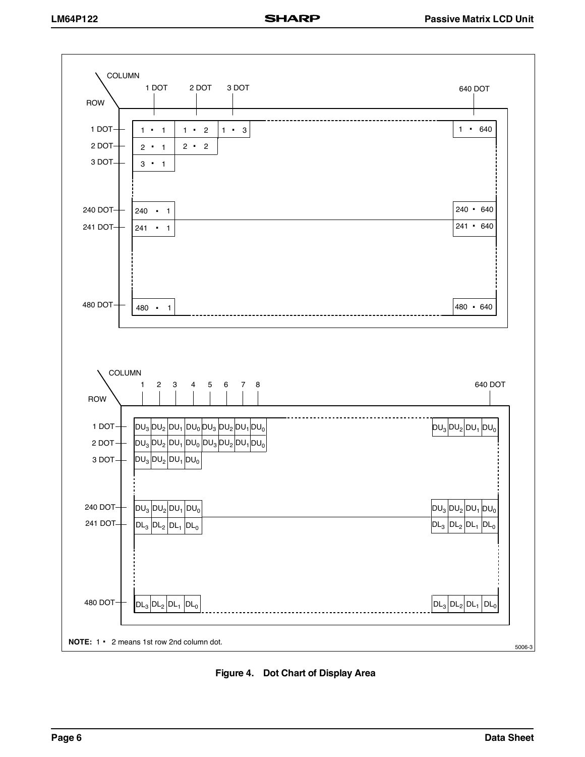COLUMN / ROW

| ROW \ COLUMN | 1 DOT | 2 DOT | 3 DOT | … | 640 DOT |
|---|---|---|---|---|---|
| 1 DOT | 1 • 1 | 1 • 2 | 1 • 3 | … | 1 • 640 |
| 2 DOT | 2 • 1 | 2 • 2 | | | |
| 3 DOT | 3 • 1 | | | | |
| 240 DOT | 240 • 1 | | | | 240 • 640 |
| 241 DOT | 241 • 1 | | | | 241 • 640 |
| 480 DOT | 480 • 1 | | | … | 480 • 640 |

| ROW \ COLUMN | 1 | 2 | 3 | 4 | 5 | 6 | 7 | 8 | … | | | | 640 DOT |
|---|---|---|---|---|---|---|---|---|---|---|---|---|---|
| 1 DOT | $DU_3$ | $DU_2$ | $DU_1$ | $DU_0$ | $DU_3$ | $DU_2$ | $DU_1$ | $DU_0$ | … | $DU_3$ | $DU_2$ | $DU_1$ | $DU_0$ |
| 2 DOT | $DU_3$ | $DU_2$ | $DU_1$ | $DU_0$ | $DU_3$ | $DU_2$ | $DU_1$ | $DU_0$ | | | | | |
| 3 DOT | $DU_3$ | $DU_2$ | $DU_1$ | $DU_0$ | | | | | | | | | |
| 240 DOT | $DU_3$ | $DU_2$ | $DU_1$ | $DU_0$ | | | | | | $DU_3$ | $DU_2$ | $DU_1$ | $DU_0$ |
| 241 DOT | $DL_3$ | $DL_2$ | $DL_1$ | $DL_0$ | | | | | | $DL_3$ | $DL_2$ | $DL_1$ | $DL_0$ |
| 480 DOT | $DL_3$ | $DL_2$ | $DL_1$ | $DL_0$ | | | | | … | $DL_3$ | $DL_2$ | $DL_1$ | $DL_0$ |

**NOTE:** 1 • 2 means 1st row 2nd column dot.

5006-3

**Figure 4. Dot Chart of Display Area**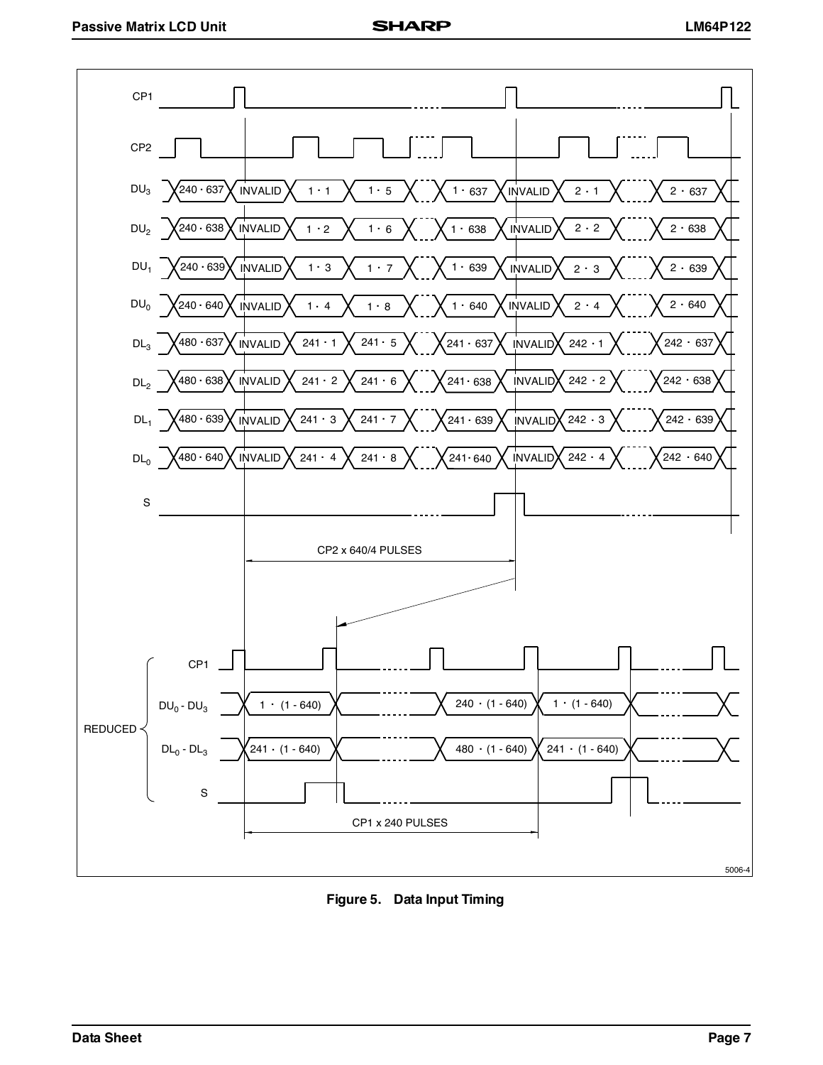CP1

CP2

$DU_3$: 240 · 637 | INVALID | 1 · 1 | 1 · 5 | 1 · 637 | INVALID | 2 · 1 | 2 · 637

$DU_2$: 240 · 638 | INVALID | 1 · 2 | 1 · 6 | 1 · 638 | INVALID | 2 · 2 | 2 · 638

$DU_1$: 240 · 639 | INVALID | 1 · 3 | 1 · 7 | 1 · 639 | INVALID | 2 · 3 | 2 · 639

$DU_0$: 240 · 640 | INVALID | 1 · 4 | 1 · 8 | 1 · 640 | INVALID | 2 · 4 | 2 · 640

$DL_3$: 480 · 637 | INVALID | 241 · 1 | 241 · 5 | 241 · 637 | INVALID | 242 · 1 | 242 · 637

$DL_2$: 480 · 638 | INVALID | 241 · 2 | 241 · 6 | 241 · 638 | INVALID | 242 · 2 | 242 · 638

$DL_1$: 480 · 639 | INVALID | 241 · 3 | 241 · 7 | 241 · 639 | INVALID | 242 · 3 | 242 · 639

$DL_0$: 480 · 640 | INVALID | 241 · 4 | 241 · 8 | 241 · 640 | INVALID | 242 · 4 | 242 · 640

S

CP2 x 640/4 PULSES

REDUCED

CP1

$DU_0$ - $DU_3$: 1 · (1 - 640) | 240 · (1 - 640) | 1 · (1 - 640)

$DL_0$ - $DL_3$: 241 · (1 - 640) | 480 · (1 - 640) | 241 · (1 - 640)

S

CP1 x 240 PULSES

5006-4

**Figure 5. Data Input Timing**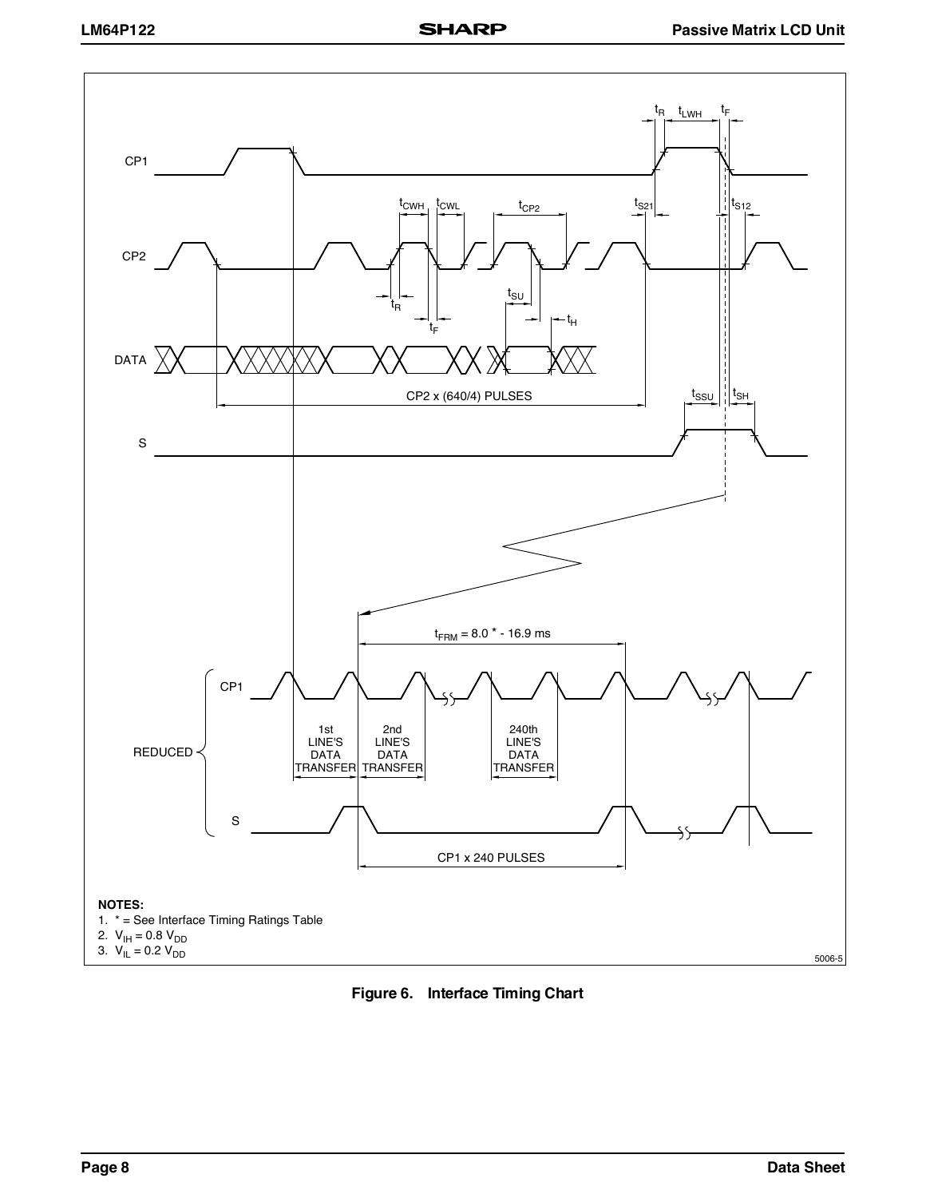CP1

CP2

DATA

S

$t_R$ $t_{LWH}$ $t_F$

$t_{CWH}$ $t_{CWL}$ $t_{CP2}$ $t_{S21}$ $t_{S12}$

$t_R$ $t_F$ $t_{SU}$ $t_H$

CP2 x (640/4) PULSES

$t_{SSU}$ $t_{SH}$

$t_{FRM}$ = 8.0 * - 16.9 ms

REDUCED: CP1, S

1st LINE'S DATA TRANSFER

2nd LINE'S DATA TRANSFER

240th LINE'S DATA TRANSFER

CP1 x 240 PULSES

**NOTES:**

1. * = See Interface Timing Ratings Table
2. $V_{IH} = 0.8\ V_{DD}$
3. $V_{IL} = 0.2\ V_{DD}$

5006-5

**Figure 6. Interface Timing Chart**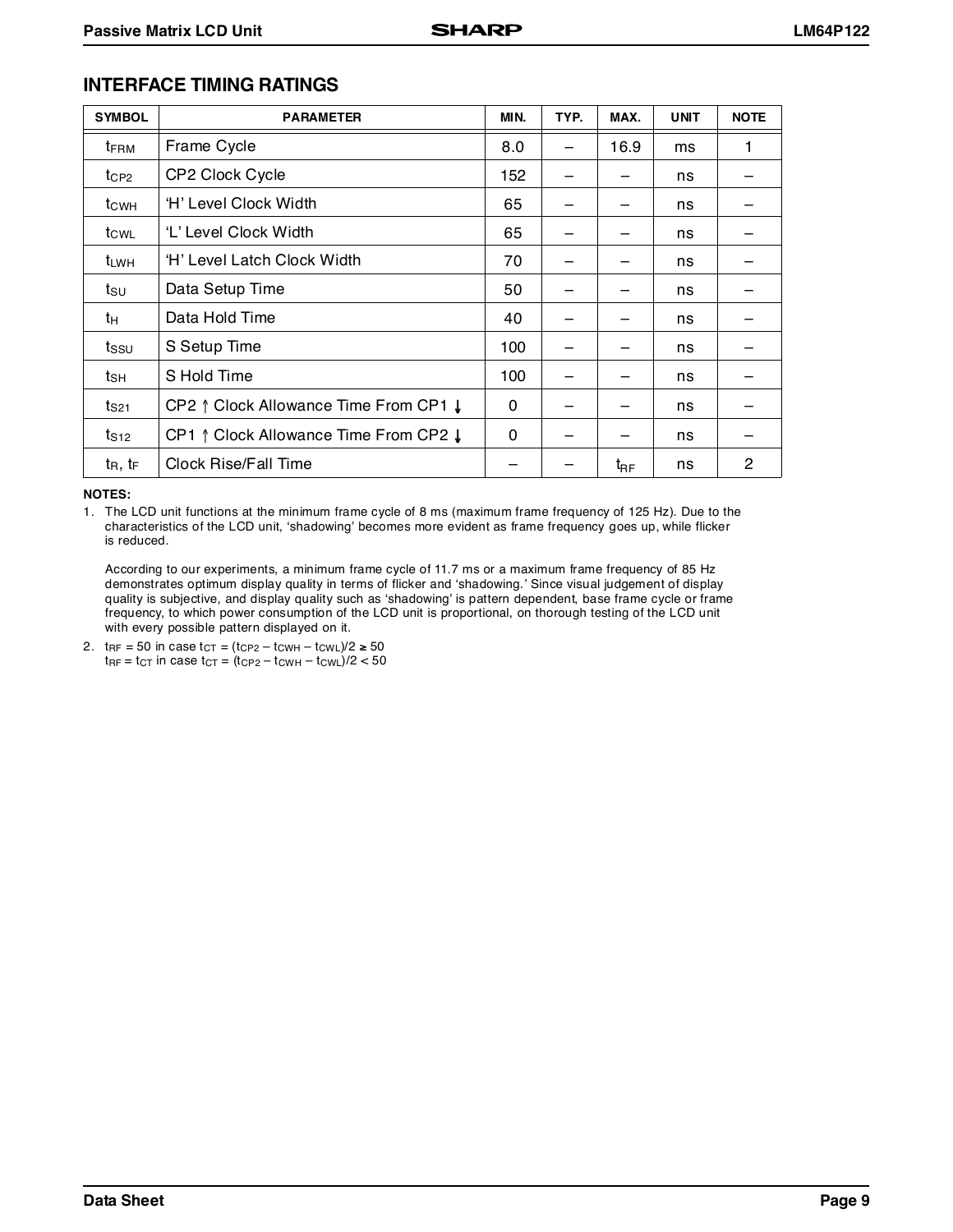## INTERFACE TIMING RATINGS

| SYMBOL | PARAMETER | MIN. | TYP. | MAX. | UNIT | NOTE |
|---|---|---|---|---|---|---|
| $t_{FRM}$ | Frame Cycle | 8.0 | – | 16.9 | ms | 1 |
| $t_{CP2}$ | CP2 Clock Cycle | 152 | – | – | ns | – |
| $t_{CWH}$ | 'H' Level Clock Width | 65 | – | – | ns | – |
| $t_{CWL}$ | 'L' Level Clock Width | 65 | – | – | ns | – |
| $t_{LWH}$ | 'H' Level Latch Clock Width | 70 | – | – | ns | – |
| $t_{SU}$ | Data Setup Time | 50 | – | – | ns | – |
| $t_H$ | Data Hold Time | 40 | – | – | ns | – |
| $t_{SSU}$ | S Setup Time | 100 | – | – | ns | – |
| $t_{SH}$ | S Hold Time | 100 | – | – | ns | – |
| $t_{S21}$ | CP2 ↑ Clock Allowance Time From CP1 ↓ | 0 | – | – | ns | – |
| $t_{S12}$ | CP1 ↑ Clock Allowance Time From CP2 ↓ | 0 | – | – | ns | – |
| $t_R$, $t_F$ | Clock Rise/Fall Time | – | – | $t_{RF}$ | ns | 2 |

**NOTES:**

1. The LCD unit functions at the minimum frame cycle of 8 ms (maximum frame frequency of 125 Hz). Due to the characteristics of the LCD unit, 'shadowing' becomes more evident as frame frequency goes up, while flicker is reduced.

   According to our experiments, a minimum frame cycle of 11.7 ms or a maximum frame frequency of 85 Hz demonstrates optimum display quality in terms of flicker and 'shadowing.' Since visual judgement of display quality is subjective, and display quality such as 'shadowing' is pattern dependent, base frame cycle or frame frequency, to which power consumption of the LCD unit is proportional, on thorough testing of the LCD unit with every possible pattern displayed on it.

2. $t_{RF} = 50$ in case $t_{CT} = (t_{CP2} - t_{CWH} - t_{CWL})/2 \geq 50$
   $t_{RF} = t_{CT}$ in case $t_{CT} = (t_{CP2} - t_{CWH} - t_{CWL})/2 < 50$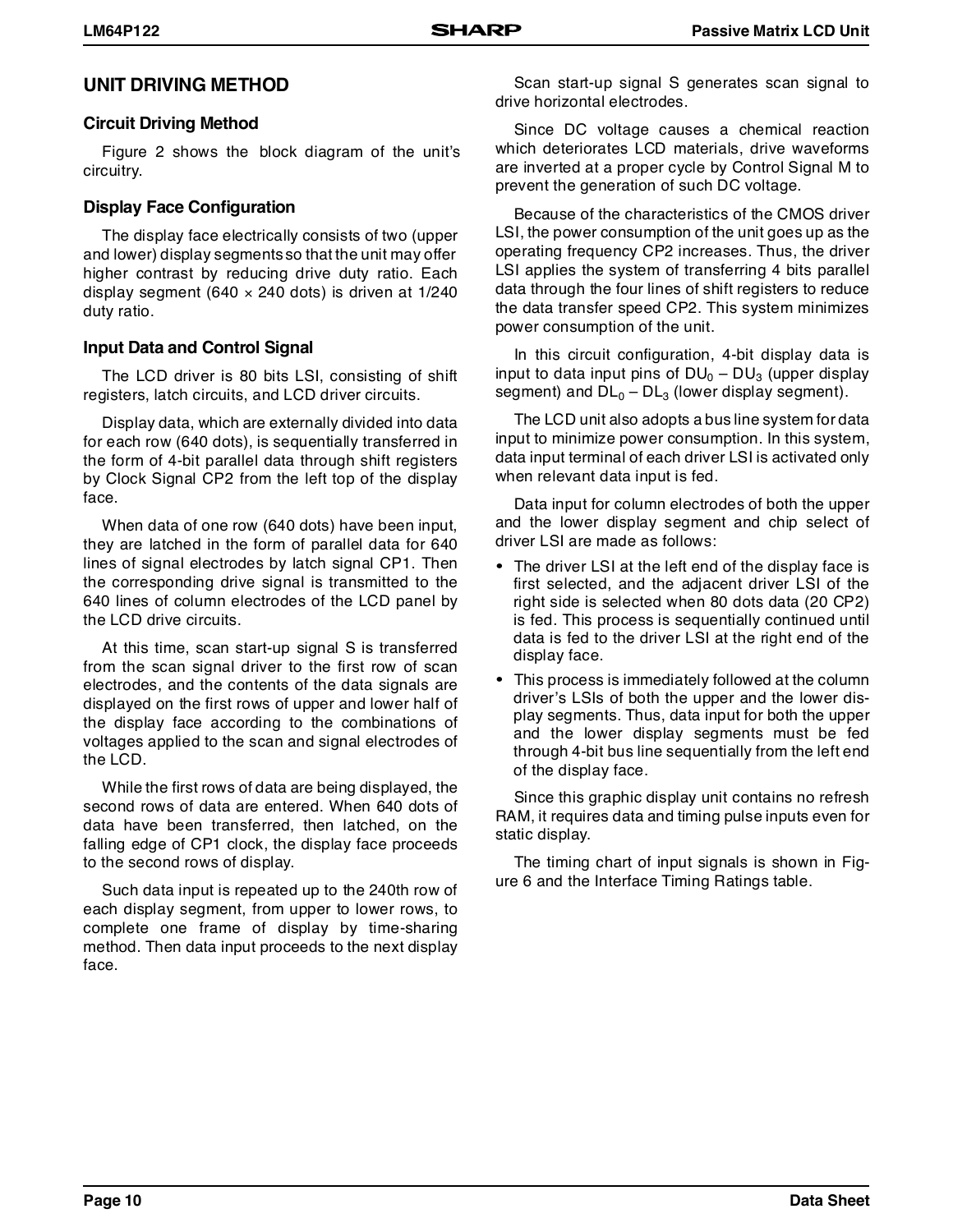## UNIT DRIVING METHOD

### Circuit Driving Method

Figure 2 shows the block diagram of the unit's circuitry.

### Display Face Configuration

The display face electrically consists of two (upper and lower) display segments so that the unit may offer higher contrast by reducing drive duty ratio. Each display segment (640 × 240 dots) is driven at 1/240 duty ratio.

### Input Data and Control Signal

The LCD driver is 80 bits LSI, consisting of shift registers, latch circuits, and LCD driver circuits.

Display data, which are externally divided into data for each row (640 dots), is sequentially transferred in the form of 4-bit parallel data through shift registers by Clock Signal CP2 from the left top of the display face.

When data of one row (640 dots) have been input, they are latched in the form of parallel data for 640 lines of signal electrodes by latch signal CP1. Then the corresponding drive signal is transmitted to the 640 lines of column electrodes of the LCD panel by the LCD drive circuits.

At this time, scan start-up signal S is transferred from the scan signal driver to the first row of scan electrodes, and the contents of the data signals are displayed on the first rows of upper and lower half of the display face according to the combinations of voltages applied to the scan and signal electrodes of the LCD.

While the first rows of data are being displayed, the second rows of data are entered. When 640 dots of data have been transferred, then latched, on the falling edge of CP1 clock, the display face proceeds to the second rows of display.

Such data input is repeated up to the 240th row of each display segment, from upper to lower rows, to complete one frame of display by time-sharing method. Then data input proceeds to the next display face.

Scan start-up signal S generates scan signal to drive horizontal electrodes.

Since DC voltage causes a chemical reaction which deteriorates LCD materials, drive waveforms are inverted at a proper cycle by Control Signal M to prevent the generation of such DC voltage.

Because of the characteristics of the CMOS driver LSI, the power consumption of the unit goes up as the operating frequency CP2 increases. Thus, the driver LSI applies the system of transferring 4 bits parallel data through the four lines of shift registers to reduce the data transfer speed CP2. This system minimizes power consumption of the unit.

In this circuit configuration, 4-bit display data is input to data input pins of $DU_0$ – $DU_3$ (upper display segment) and $DL_0$ – $DL_3$ (lower display segment).

The LCD unit also adopts a bus line system for data input to minimize power consumption. In this system, data input terminal of each driver LSI is activated only when relevant data input is fed.

Data input for column electrodes of both the upper and the lower display segment and chip select of driver LSI are made as follows:

- The driver LSI at the left end of the display face is first selected, and the adjacent driver LSI of the right side is selected when 80 dots data (20 CP2) is fed. This process is sequentially continued until data is fed to the driver LSI at the right end of the display face.
- This process is immediately followed at the column driver's LSIs of both the upper and the lower display segments. Thus, data input for both the upper and the lower display segments must be fed through 4-bit bus line sequentially from the left end of the display face.

Since this graphic display unit contains no refresh RAM, it requires data and timing pulse inputs even for static display.

The timing chart of input signals is shown in Figure 6 and the Interface Timing Ratings table.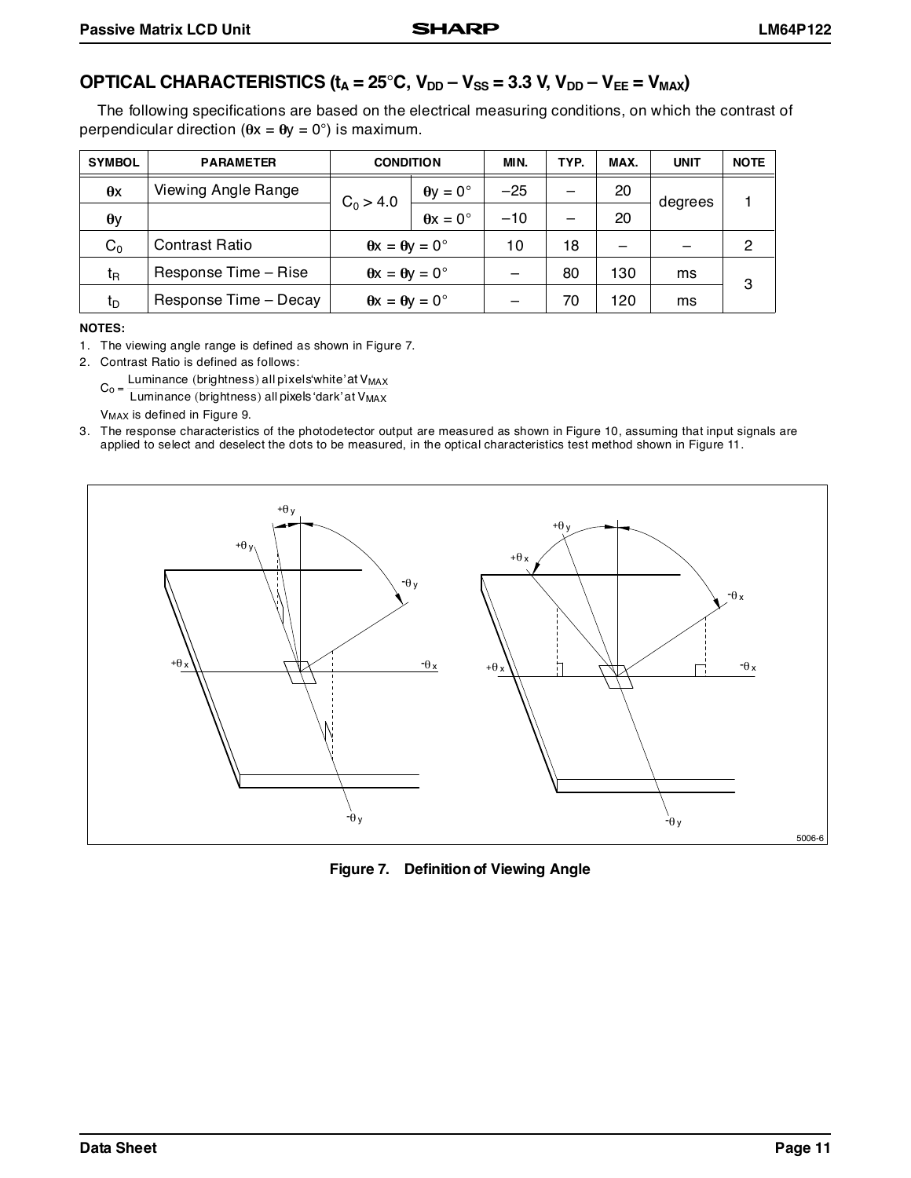## OPTICAL CHARACTERISTICS ($t_A = 25°C$, $V_{DD} – V_{SS} = 3.3 V$, $V_{DD} – V_{EE} = V_{MAX}$)

The following specifications are based on the electrical measuring conditions, on which the contrast of perpendicular direction ($\theta x = \theta y = 0°$) is maximum.

| SYMBOL | PARAMETER | CONDITION | | MIN. | TYP. | MAX. | UNIT | NOTE |
|---|---|---|---|---|---|---|---|---|
| $\theta x$ | Viewing Angle Range | $C_0 > 4.0$ | $\theta y = 0°$ | –25 | – | 20 | degrees | 1 |
| $\theta y$ | | | $\theta x = 0°$ | –10 | – | 20 | | |
| $C_0$ | Contrast Ratio | $\theta x = \theta y = 0°$ | | 10 | 18 | – | – | 2 |
| $t_R$ | Response Time – Rise | $\theta x = \theta y = 0°$ | | – | 80 | 130 | ms | 3 |
| $t_D$ | Response Time – Decay | $\theta x = \theta y = 0°$ | | – | 70 | 120 | ms | |

**NOTES:**

1. The viewing angle range is defined as shown in Figure 7.
2. Contrast Ratio is defined as follows:

   $$C_0 = \frac{\text{Luminance (brightness) all pixels 'white' at } V_{MAX}}{\text{Luminance (brightness) all pixels 'dark' at } V_{MAX}}$$

   $V_{MAX}$ is defined in Figure 9.
3. The response characteristics of the photodetector output are measured as shown in Figure 10, assuming that input signals are applied to select and deselect the dots to be measured, in the optical characteristics test method shown in Figure 11.

5006-6

**Figure 7. Definition of Viewing Angle**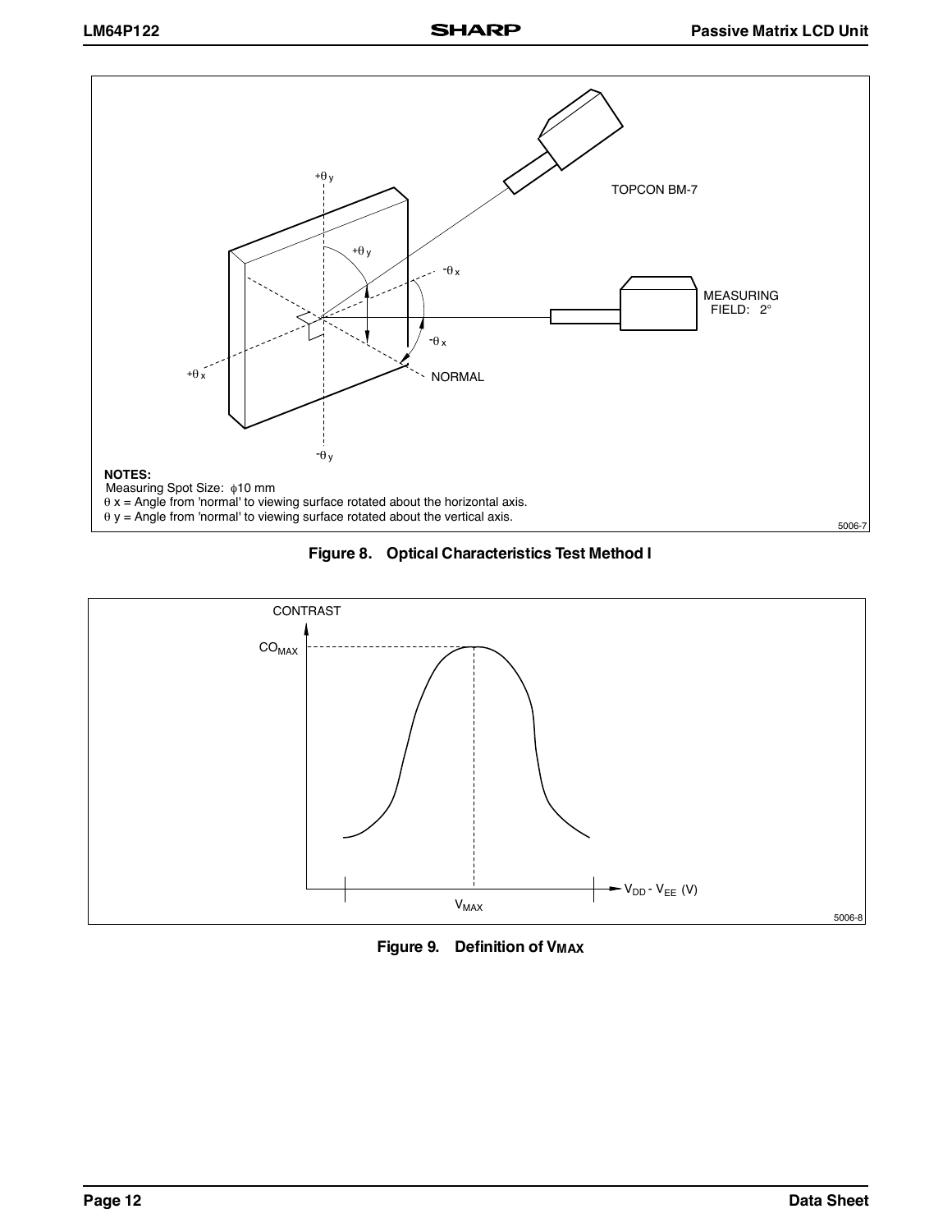**NOTES:**

Measuring Spot Size: ϕ10 mm

θ x = Angle from 'normal' to viewing surface rotated about the horizontal axis.

θ y = Angle from 'normal' to viewing surface rotated about the vertical axis.

**Figure 8. Optical Characteristics Test Method I**

**Figure 9. Definition of $V_{MAX}$**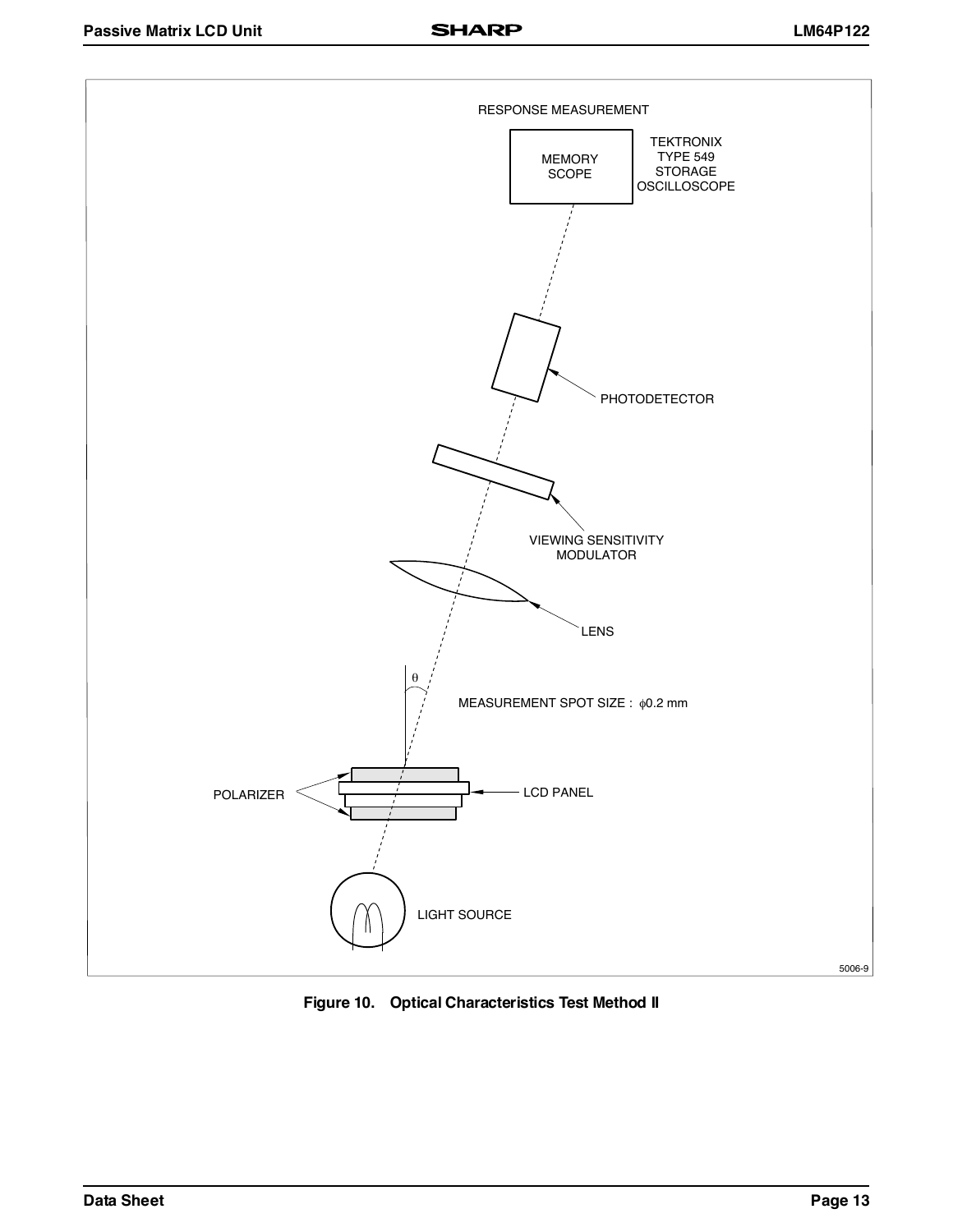RESPONSE MEASUREMENT

MEMORY SCOPE

TEKTRONIX TYPE 549 STORAGE OSCILLOSCOPE

PHOTODETECTOR

VIEWING SENSITIVITY MODULATOR

LENS

θ

MEASUREMENT SPOT SIZE : ϕ0.2 mm

POLARIZER

LCD PANEL

LIGHT SOURCE

5006-9

**Figure 10. Optical Characteristics Test Method II**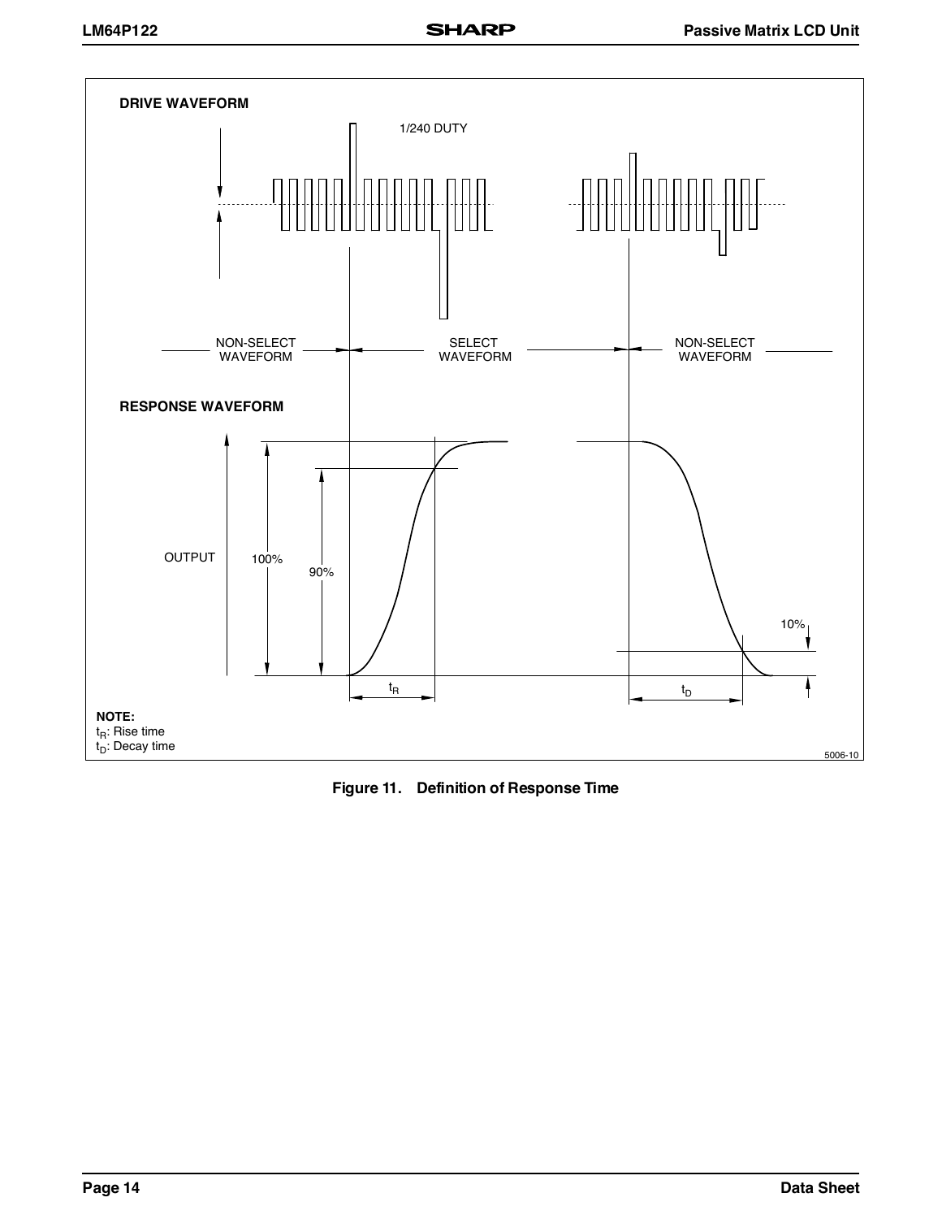DRIVE WAVEFORM

1/240 DUTY

NON-SELECT WAVEFORM | SELECT WAVEFORM | NON-SELECT WAVEFORM

RESPONSE WAVEFORM

OUTPUT 100% 90% 10%

$t_R$ $t_D$

**NOTE:**
$t_R$: Rise time
$t_D$: Decay time

5006-10

**Figure 11. Definition of Response Time**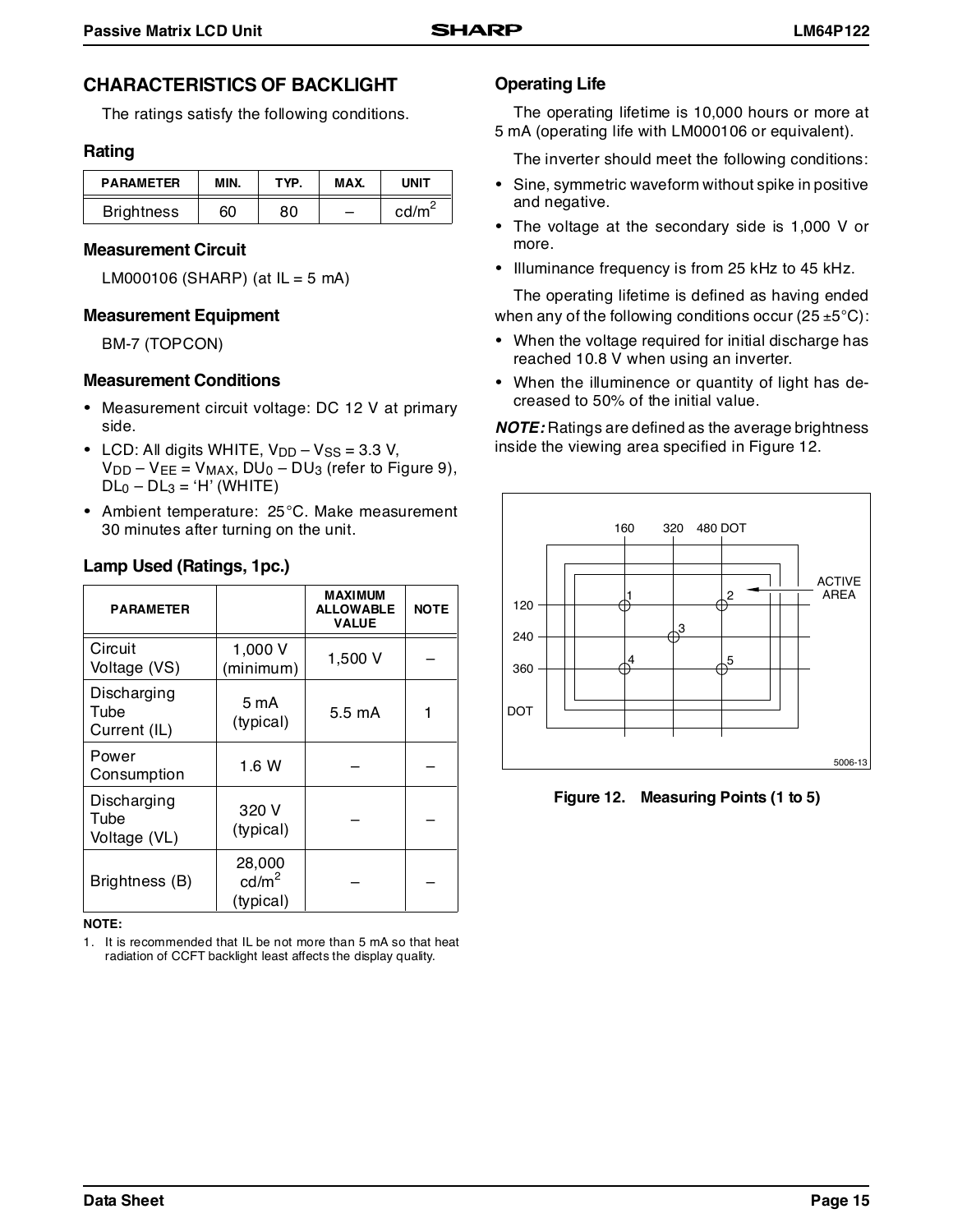## CHARACTERISTICS OF BACKLIGHT

The ratings satisfy the following conditions.

### Rating

| PARAMETER | MIN. | TYP. | MAX. | UNIT |
|---|---|---|---|---|
| Brightness | 60 | 80 | – | $cd/m^2$ |

### Measurement Circuit

LM000106 (SHARP) (at IL = 5 mA)

### Measurement Equipment

BM-7 (TOPCON)

### Measurement Conditions

- Measurement circuit voltage: DC 12 V at primary side.
- LCD: All digits WHITE, $V_{DD} – V_{SS}$ = 3.3 V, $V_{DD} – V_{EE} = V_{MAX}$, $DU_0 – DU_3$ (refer to Figure 9), $DL_0 – DL_3$ = 'H' (WHITE)
- Ambient temperature: 25°C. Make measurement 30 minutes after turning on the unit.

### Lamp Used (Ratings, 1pc.)

| PARAMETER | | MAXIMUM ALLOWABLE VALUE | NOTE |
|---|---|---|---|
| Circuit Voltage (VS) | 1,000 V (minimum) | 1,500 V | – |
| Discharging Tube Current (IL) | 5 mA (typical) | 5.5 mA | 1 |
| Power Consumption | 1.6 W | – | – |
| Discharging Tube Voltage (VL) | 320 V (typical) | – | – |
| Brightness (B) | 28,000 $cd/m^2$ (typical) | – | – |

**NOTE:**

1. It is recommended that IL be not more than 5 mA so that heat radiation of CCFT backlight least affects the display quality.

### Operating Life

The operating lifetime is 10,000 hours or more at 5 mA (operating life with LM000106 or equivalent).

The inverter should meet the following conditions:

- Sine, symmetric waveform without spike in positive and negative.
- The voltage at the secondary side is 1,000 V or more.
- Illuminance frequency is from 25 kHz to 45 kHz.

The operating lifetime is defined as having ended when any of the following conditions occur (25 ±5°C):

- When the voltage required for initial discharge has reached 10.8 V when using an inverter.
- When the illuminence or quantity of light has decreased to 50% of the initial value.

***NOTE:*** Ratings are defined as the average brightness inside the viewing area specified in Figure 12.

**Figure 12. Measuring Points (1 to 5)**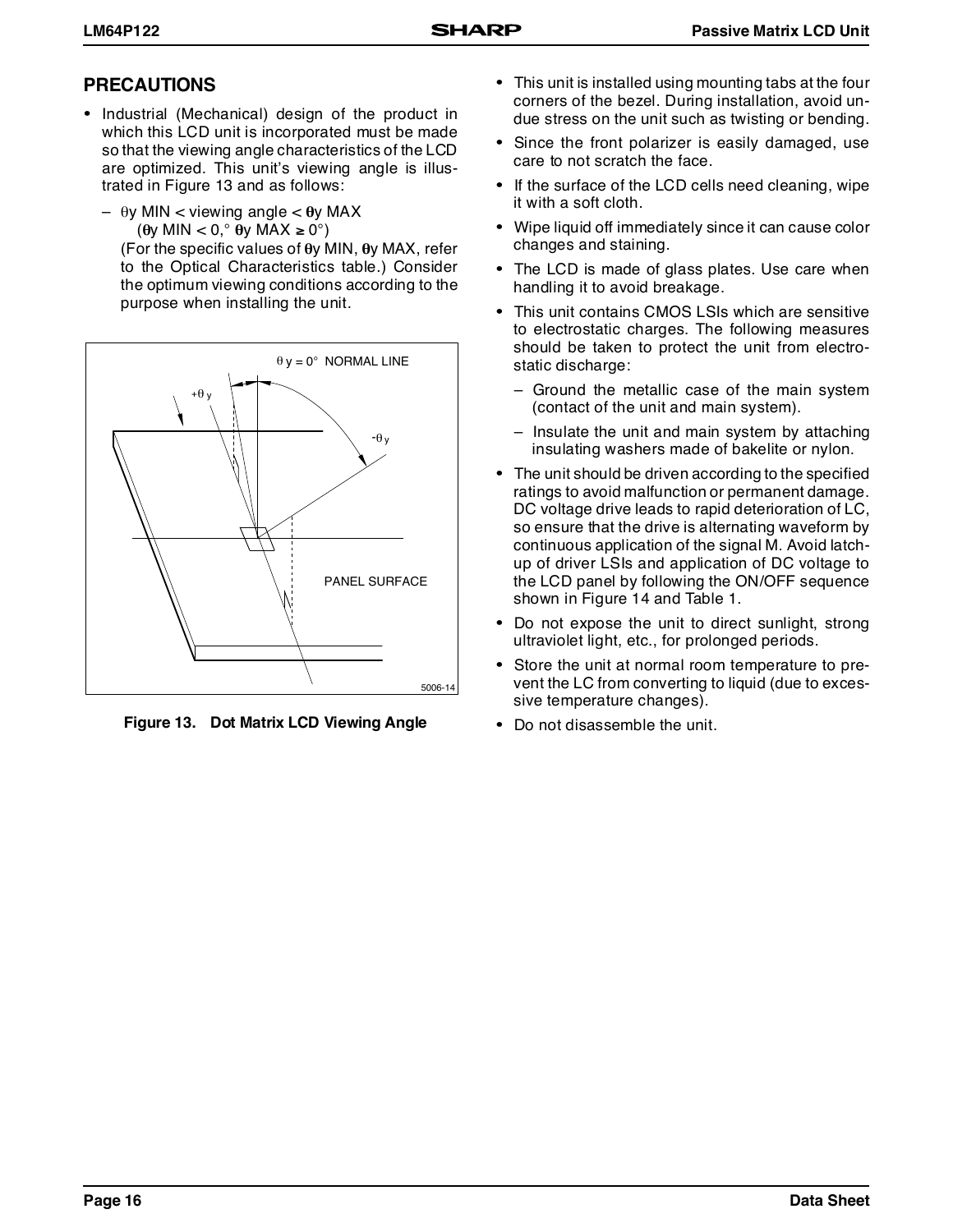## PRECAUTIONS

- Industrial (Mechanical) design of the product in which this LCD unit is incorporated must be made so that the viewing angle characteristics of the LCD are optimized. This unit's viewing angle is illustrated in Figure 13 and as follows:
  - $\theta$y MIN < viewing angle < $\theta$y MAX ($\theta$y MIN < 0,° $\theta$y MAX ≥ 0°) (For the specific values of $\theta$y MIN, $\theta$y MAX, refer to the Optical Characteristics table.) Consider the optimum viewing conditions according to the purpose when installing the unit.

**Figure 13. Dot Matrix LCD Viewing Angle**

- This unit is installed using mounting tabs at the four corners of the bezel. During installation, avoid undue stress on the unit such as twisting or bending.
- Since the front polarizer is easily damaged, use care to not scratch the face.
- If the surface of the LCD cells need cleaning, wipe it with a soft cloth.
- Wipe liquid off immediately since it can cause color changes and staining.
- The LCD is made of glass plates. Use care when handling it to avoid breakage.
- This unit contains CMOS LSIs which are sensitive to electrostatic charges. The following measures should be taken to protect the unit from electrostatic discharge:
  - Ground the metallic case of the main system (contact of the unit and main system).
  - Insulate the unit and main system by attaching insulating washers made of bakelite or nylon.
- The unit should be driven according to the specified ratings to avoid malfunction or permanent damage. DC voltage drive leads to rapid deterioration of LC, so ensure that the drive is alternating waveform by continuous application of the signal M. Avoid latch-up of driver LSIs and application of DC voltage to the LCD panel by following the ON/OFF sequence shown in Figure 14 and Table 1.
- Do not expose the unit to direct sunlight, strong ultraviolet light, etc., for prolonged periods.
- Store the unit at normal room temperature to prevent the LC from converting to liquid (due to excessive temperature changes).
- Do not disassemble the unit.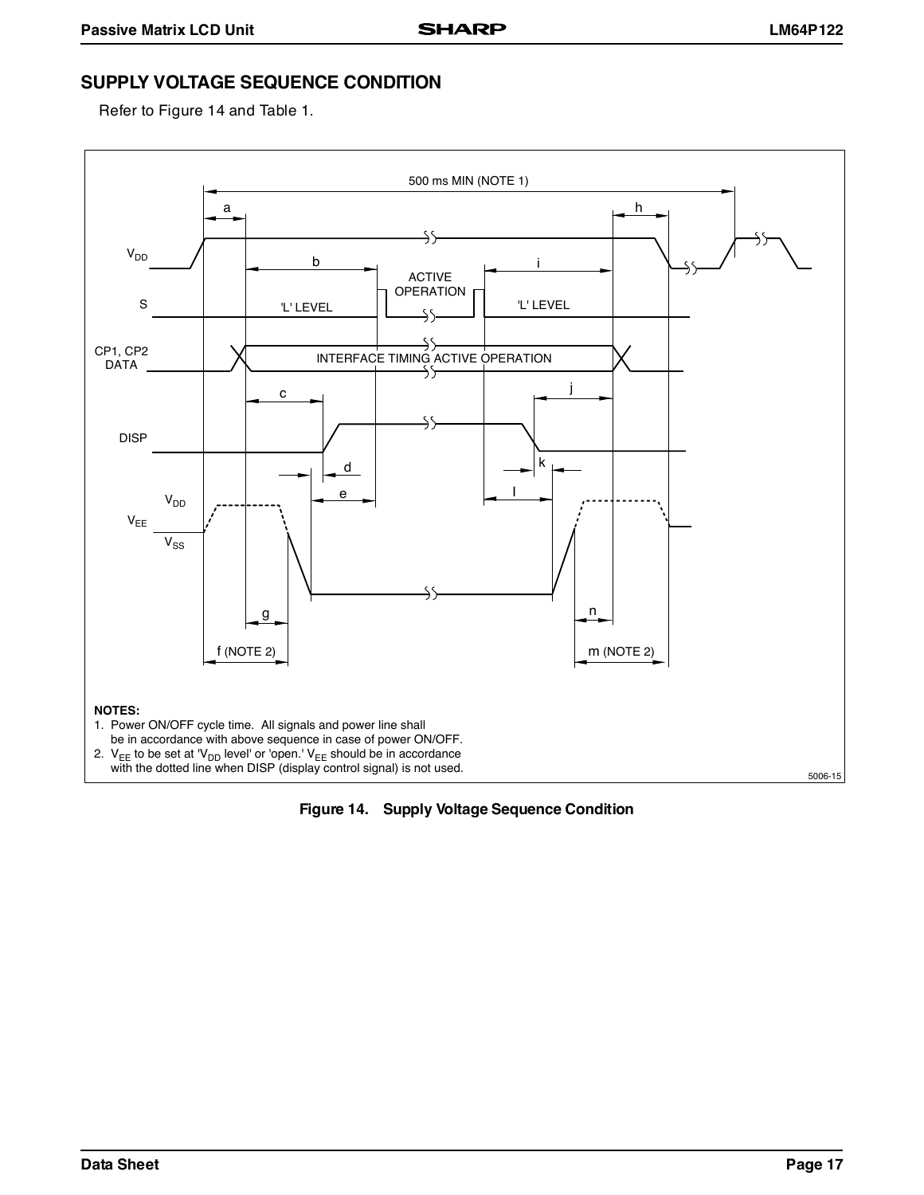## SUPPLY VOLTAGE SEQUENCE CONDITION

Refer to Figure 14 and Table 1.

500 ms MIN (NOTE 1)

a h

$V_{DD}$ b i

ACTIVE OPERATION

S 'L' LEVEL 'L' LEVEL

CP1, CP2 DATA INTERFACE TIMING ACTIVE OPERATION

c j

DISP

d k

e l

$V_{DD}$

$V_{EE}$

$V_{SS}$

g n

f (NOTE 2) m (NOTE 2)

**NOTES:**

1. Power ON/OFF cycle time. All signals and power line shall be in accordance with above sequence in case of power ON/OFF.
2. $V_{EE}$ to be set at '$V_{DD}$ level' or 'open.' $V_{EE}$ should be in accordance with the dotted line when DISP (display control signal) is not used.

5006-15

**Figure 14. Supply Voltage Sequence Condition**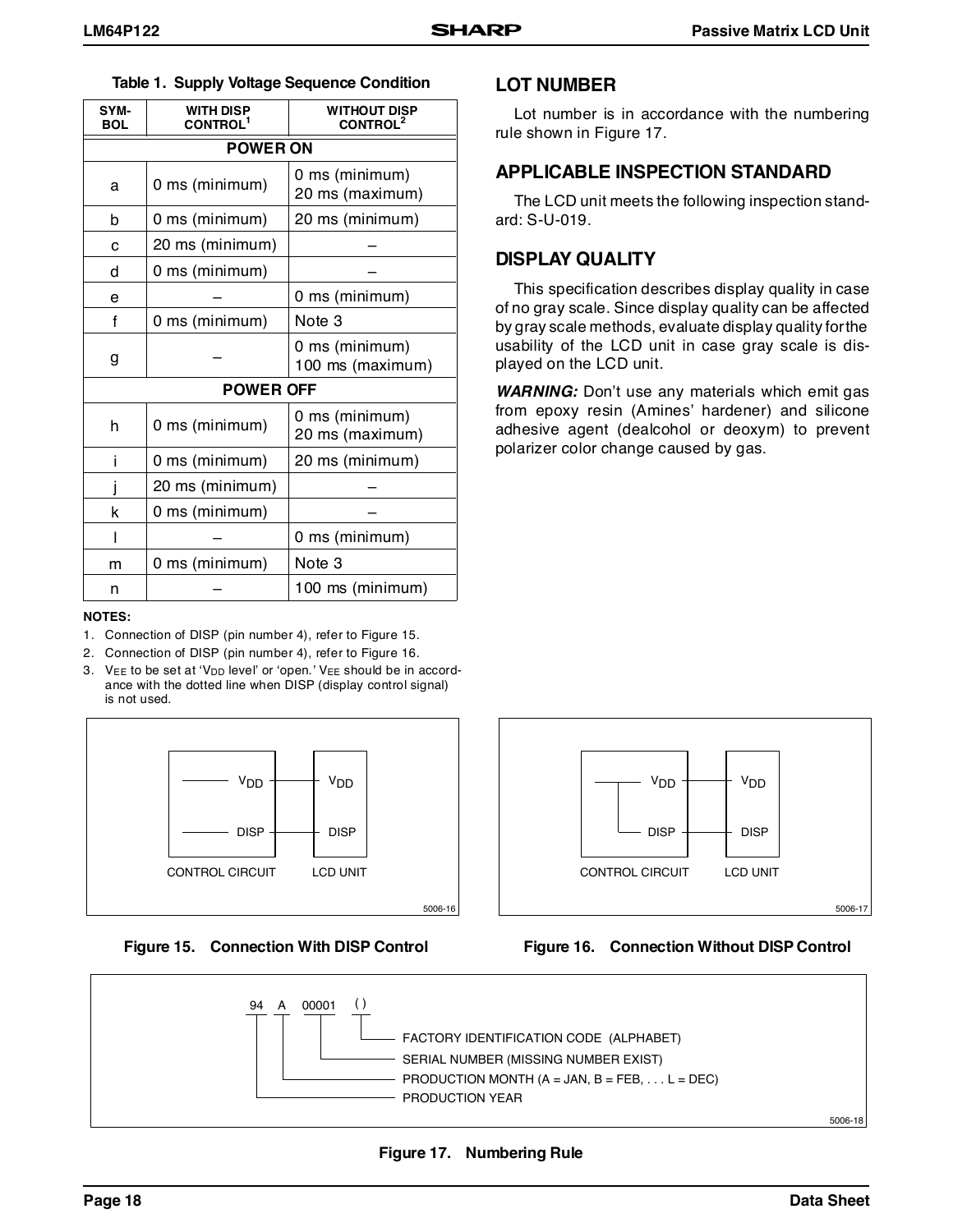**Table 1. Supply Voltage Sequence Condition**

| SYMBOL | WITH DISP CONTROL[1] | WITHOUT DISP CONTROL[2] |
|---|---|---|
| **POWER ON** | | |
| a | 0 ms (minimum) | 0 ms (minimum) 20 ms (maximum) |
| b | 0 ms (minimum) | 20 ms (minimum) |
| c | 20 ms (minimum) | – |
| d | 0 ms (minimum) | – |
| e | – | 0 ms (minimum) |
| f | 0 ms (minimum) | Note 3 |
| g | – | 0 ms (minimum) 100 ms (maximum) |
| **POWER OFF** | | |
| h | 0 ms (minimum) | 0 ms (minimum) 20 ms (maximum) |
| i | 0 ms (minimum) | 20 ms (minimum) |
| j | 20 ms (minimum) | – |
| k | 0 ms (minimum) | – |
| l | – | 0 ms (minimum) |
| m | 0 ms (minimum) | Note 3 |
| n | – | 100 ms (minimum) |

**NOTES:**

1. Connection of DISP (pin number 4), refer to Figure 15.
2. Connection of DISP (pin number 4), refer to Figure 16.
3. $V_{EE}$ to be set at '$V_{DD}$ level' or 'open.' $V_{EE}$ should be in accordance with the dotted line when DISP (display control signal) is not used.

## LOT NUMBER

Lot number is in accordance with the numbering rule shown in Figure 17.

## APPLICABLE INSPECTION STANDARD

The LCD unit meets the following inspection standard: S-U-019.

## DISPLAY QUALITY

This specification describes display quality in case of no gray scale. Since display quality can be affected by gray scale methods, evaluate display quality for the usability of the LCD unit in case gray scale is displayed on the LCD unit.

***WARNING:*** Don't use any materials which emit gas from epoxy resin (Amines' hardener) and silicone adhesive agent (dealcohol or deoxym) to prevent polarizer color change caused by gas.

$V_{DD}$ — $V_{DD}$
DISP — DISP
CONTROL CIRCUIT LCD UNIT

5006-16

**Figure 15. Connection With DISP Control**

$V_{DD}$ — $V_{DD}$
DISP — DISP
CONTROL CIRCUIT LCD UNIT

5006-17

**Figure 16. Connection Without DISP Control**

94 A 00001 ( )

- ( ): FACTORY IDENTIFICATION CODE (ALPHABET)
- 00001: SERIAL NUMBER (MISSING NUMBER EXIST)
- A: PRODUCTION MONTH (A = JAN, B = FEB, . . . L = DEC)
- 94: PRODUCTION YEAR

5006-18

**Figure 17. Numbering Rule**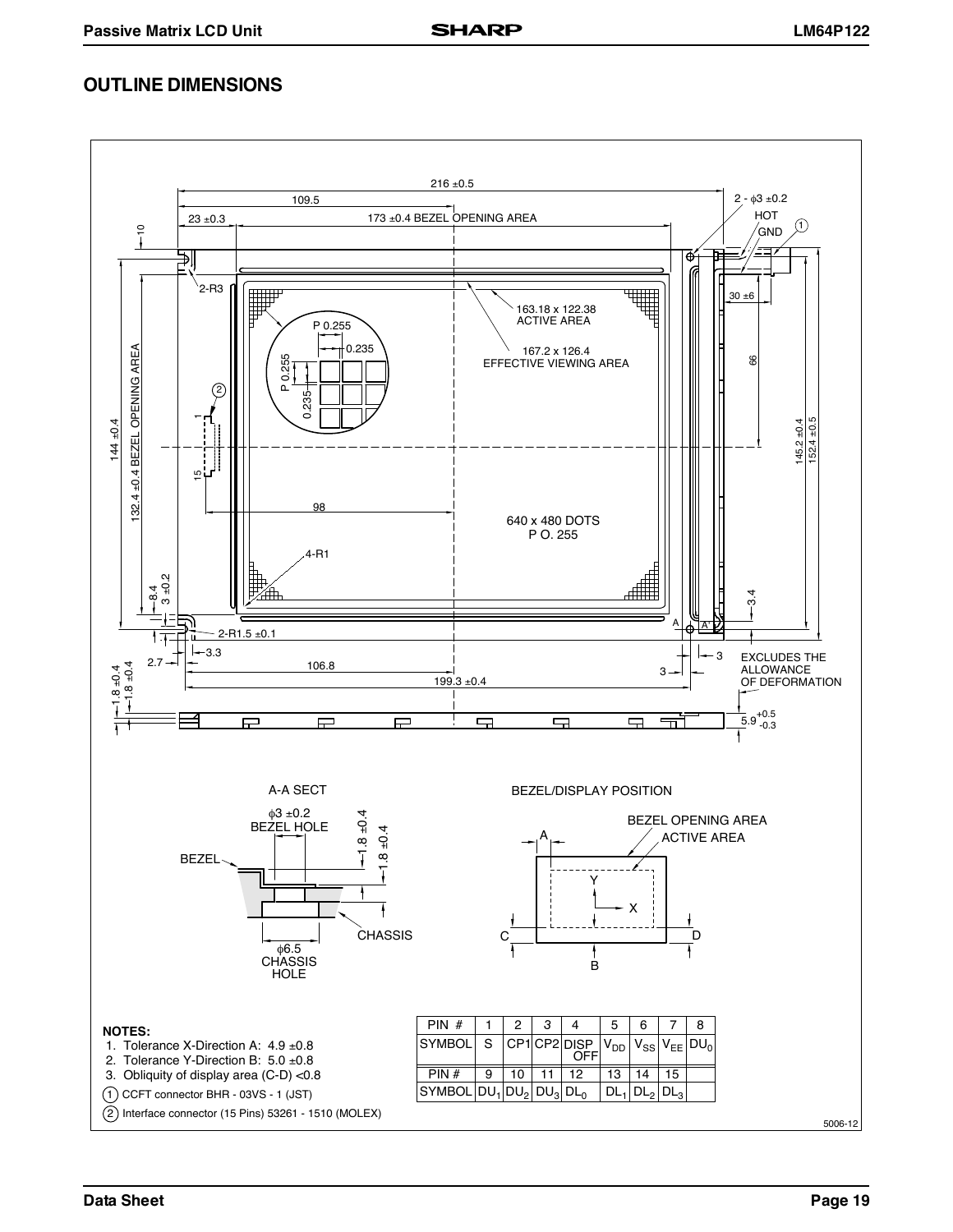## OUTLINE DIMENSIONS

216 ±0.5
109.5
23 ±0.3
173 ±0.4 BEZEL OPENING AREA
2 - ϕ3 ±0.2
HOT
GND
1
10
2-R3
30 ±6
163.18 x 122.38
ACTIVE AREA
P 0.255
0.235
167.2 x 126.4
EFFECTIVE VIEWING AREA
P 0.255
0.235
66
2
144 ±0.4
132.4 ±0.4 BEZEL OPENING AREA
1
15
145.2 ±0.4
152.4 ±0.5
98
640 x 480 DOTS
P O. 255
4-R1
8.4
3 ±0.2
3.4
A
A'
2-R1.5 ±0.1
3.3
2.7
3
EXCLUDES THE ALLOWANCE OF DEFORMATION
106.8
3
1.8 ±0.4
1.8 ±0.4
199.3 ±0.4
5.9 +0.5 -0.3

A-A SECT
ϕ3 ±0.2
BEZEL HOLE
1.8 ±0.4
1.8 ±0.4
BEZEL
CHASSIS
ϕ6.5
CHASSIS HOLE

BEZEL/DISPLAY POSITION
BEZEL OPENING AREA
ACTIVE AREA
A
Y
X
C
D
B

**NOTES:**

1. Tolerance X-Direction A: 4.9 ±0.8
2. Tolerance Y-Direction B: 5.0 ±0.8
3. Obliquity of display area (C-D) <0.8

(1) CCFT connector BHR - 03VS - 1 (JST)

(2) Interface connector (15 Pins) 53261 - 1510 (MOLEX)

| PIN # | 1 | 2 | 3 | 4 | 5 | 6 | 7 | 8 |
|---|---|---|---|---|---|---|---|---|
| SYMBOL | S | CP1 | CP2 | DISP OFF | $V_{DD}$ | $V_{SS}$ | $V_{EE}$ | $DU_0$ |
| PIN # | 9 | 10 | 11 | 12 | 13 | 14 | 15 | |
| SYMBOL | $DU_1$ | $DU_2$ | $DU_3$ | $DL_0$ | $DL_1$ | $DL_2$ | $DL_3$ | |

5006-12